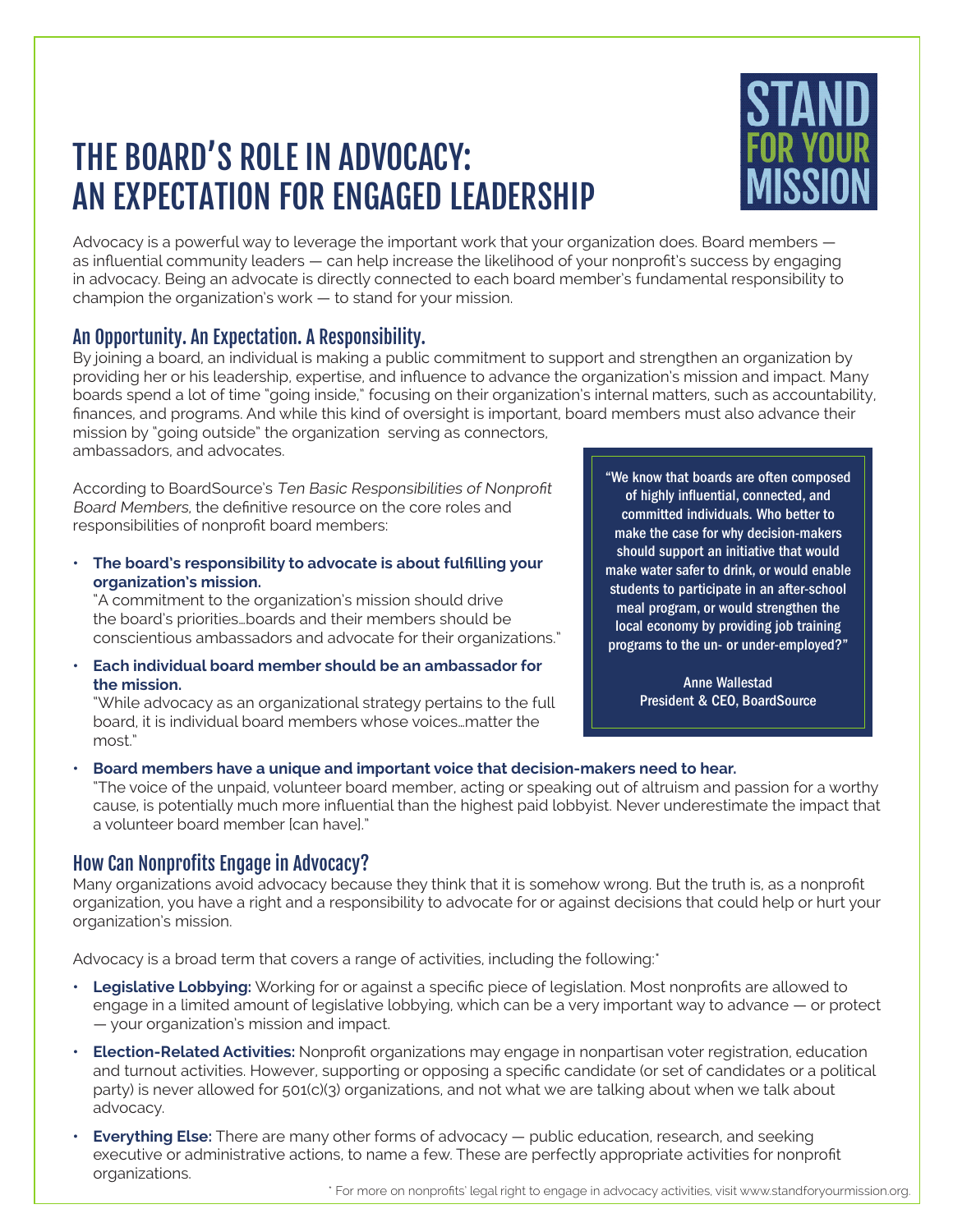# THE BOARD'S ROLE IN ADVOCACY: AN EXPECTATION FOR ENGAGED LEADERSHIP

STAND FOR YOUR MISSION

Advocacy is a powerful way to leverage the important work that your organization does. Board members — as influential community leaders — can help increase the likelihood of your nonprofit's success by engaging in advocacy. Being an advocate is directly connected to each board member's fundamental responsibility to champion the organization's work — to stand for your mission.

## An Opportunity. An Expectation. A Responsibility.

By joining a board, an individual is making a public commitment to support and strengthen an organization by providing her or his leadership, expertise, and influence to advance the organization's mission and impact. Many boards spend a lot of time "going inside," focusing on their organization's internal matters, such as accountability, finances, and programs. And while this kind of oversight is important, board members must also advance their mission by "going outside" the organization serving as connectors, ambassadors, and advocates.

According to BoardSource's *Ten Basic Responsibilities of Nonprofit Board Members*, the definitive resource on the core roles and responsibilities of nonprofit board members:

- **The board's responsibility to advocate is about fulfilling your organization's mission.**
  "A commitment to the organization's mission should drive the board's priorities…boards and their members should be conscientious ambassadors and advocate for their organizations."
- **Each individual board member should be an ambassador for the mission.**
  "While advocacy as an organizational strategy pertains to the full board, it is individual board members whose voices…matter the most."
- **Board members have a unique and important voice that decision-makers need to hear.**
  "The voice of the unpaid, volunteer board member, acting or speaking out of altruism and passion for a worthy cause, is potentially much more influential than the highest paid lobbyist. Never underestimate the impact that a volunteer board member [can have]."

> "We know that boards are often composed of highly influential, connected, and committed individuals. Who better to make the case for why decision-makers should support an initiative that would make water safer to drink, or would enable students to participate in an after-school meal program, or would strengthen the local economy by providing job training programs to the un- or under-employed?"
>
> Anne Wallestad
> President & CEO, BoardSource

## How Can Nonprofits Engage in Advocacy?

Many organizations avoid advocacy because they think that it is somehow wrong. But the truth is, as a nonprofit organization, you have a right and a responsibility to advocate for or against decisions that could help or hurt your organization's mission.

Advocacy is a broad term that covers a range of activities, including the following:*

- **Legislative Lobbying:** Working for or against a specific piece of legislation. Most nonprofits are allowed to engage in a limited amount of legislative lobbying, which can be a very important way to advance — or protect — your organization's mission and impact.
- **Election-Related Activities:** Nonprofit organizations may engage in nonpartisan voter registration, education and turnout activities. However, supporting or opposing a specific candidate (or set of candidates or a political party) is never allowed for 501(c)(3) organizations, and not what we are talking about when we talk about advocacy.
- **Everything Else:** There are many other forms of advocacy — public education, research, and seeking executive or administrative actions, to name a few. These are perfectly appropriate activities for nonprofit organizations.

* For more on nonprofits' legal right to engage in advocacy activities, visit www.standforyourmission.org.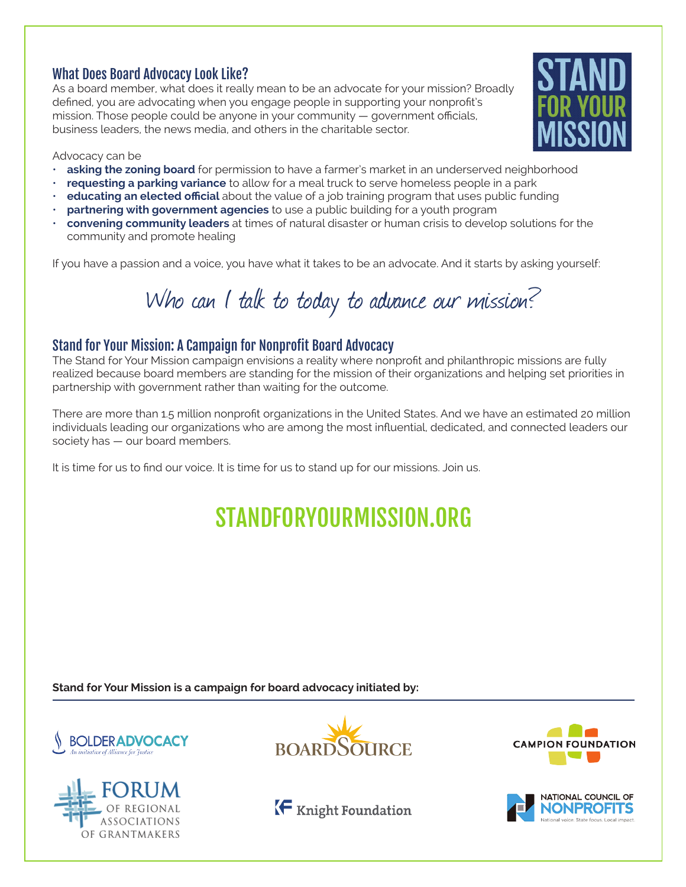## What Does Board Advocacy Look Like?

As a board member, what does it really mean to be an advocate for your mission? Broadly defined, you are advocating when you engage people in supporting your nonprofit's mission. Those people could be anyone in your community — government officials, business leaders, the news media, and others in the charitable sector.

STAND FOR YOUR MISSION

Advocacy can be

- **asking the zoning board** for permission to have a farmer's market in an underserved neighborhood
- **requesting a parking variance** to allow for a meal truck to serve homeless people in a park
- **educating an elected official** about the value of a job training program that uses public funding
- **partnering with government agencies** to use a public building for a youth program
- **convening community leaders** at times of natural disaster or human crisis to develop solutions for the community and promote healing

If you have a passion and a voice, you have what it takes to be an advocate. And it starts by asking yourself:

*Who can I talk to today to advance our mission?*

## Stand for Your Mission: A Campaign for Nonprofit Board Advocacy

The Stand for Your Mission campaign envisions a reality where nonprofit and philanthropic missions are fully realized because board members are standing for the mission of their organizations and helping set priorities in partnership with government rather than waiting for the outcome.

There are more than 1.5 million nonprofit organizations in the United States. And we have an estimated 20 million individuals leading our organizations who are among the most influential, dedicated, and connected leaders our society has — our board members.

It is time for us to find our voice. It is time for us to stand up for our missions. Join us.

# STANDFORYOURMISSION.ORG

**Stand for Your Mission is a campaign for board advocacy initiated by:**

Bolder Advocacy — An initiative of Alliance for Justice

BoardSource

Campion Foundation

Forum of Regional Associations of Grantmakers

Knight Foundation

National Council of Nonprofits — National voice. State focus. Local impact.